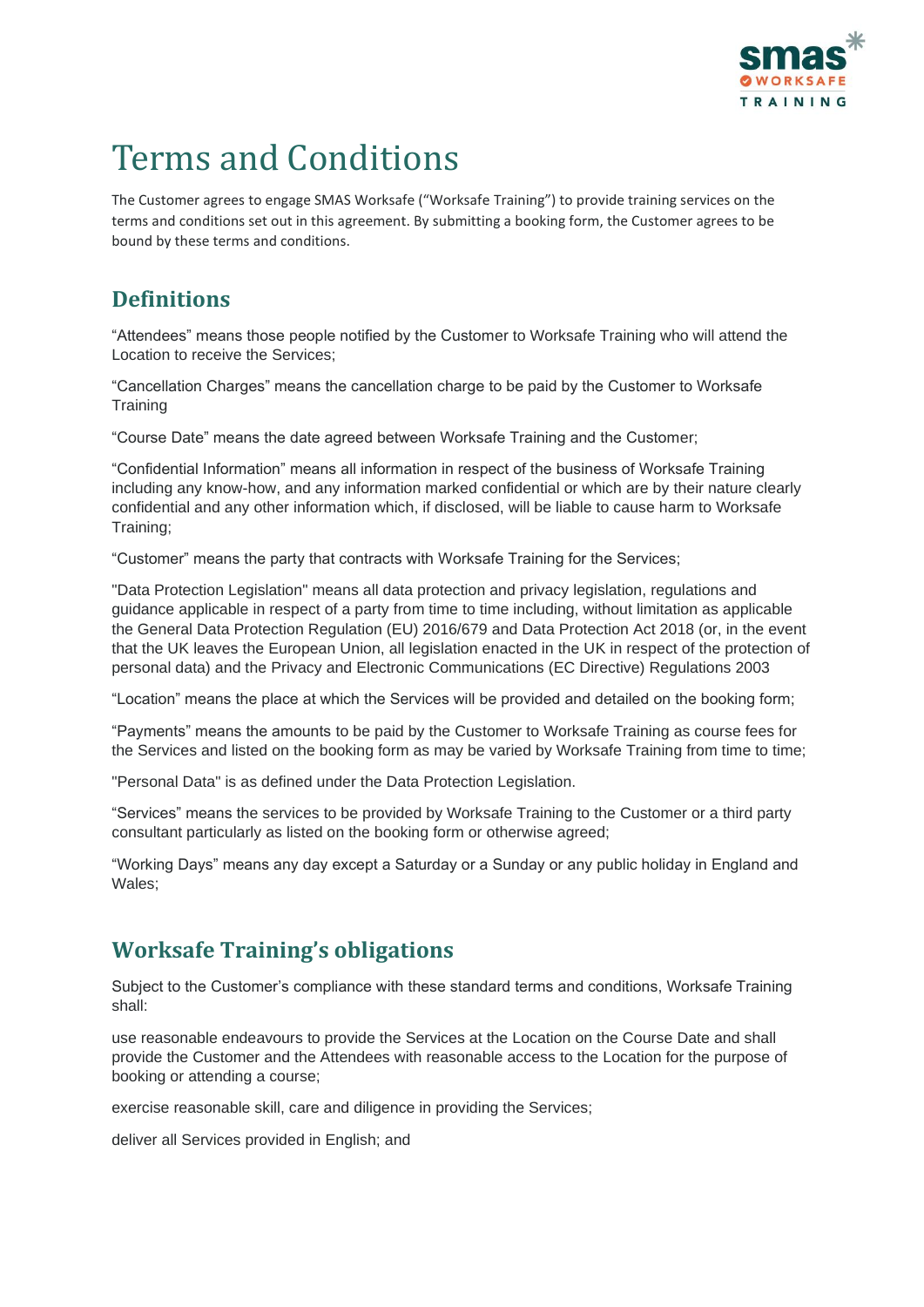# Terms and Conditions

The Customer agrees to engage SMAS Worksafe ("Worksafe Training") to provide training services on the terms and conditions set out in this agreement. By submitting a booking form, the Customer agrees to be bound by these terms and conditions.

## Definitions

"Attendees" means those people notified by the Customer to Worksafe Training who will attend the Location to receive the Services;

"Cancellation Charges" means the cancellation charge to be paid by the Customer to Worksafe Training

"Course Date" means the date agreed between Worksafe Training and the Customer;

"Confidential Information" means all information in respect of the business of Worksafe Training including any know-how, and any information marked confidential or which are by their nature clearly confidential and any other information which, if disclosed, will be liable to cause harm to Worksafe Training;

"Customer" means the party that contracts with Worksafe Training for the Services;

"Data Protection Legislation" means all data protection and privacy legislation, regulations and guidance applicable in respect of a party from time to time including, without limitation as applicable the General Data Protection Regulation (EU) 2016/679 and Data Protection Act 2018 (or, in the event that the UK leaves the European Union, all legislation enacted in the UK in respect of the protection of personal data) and the Privacy and Electronic Communications (EC Directive) Regulations 2003

"Location" means the place at which the Services will be provided and detailed on the booking form;

"Payments" means the amounts to be paid by the Customer to Worksafe Training as course fees for the Services and listed on the booking form as may be varied by Worksafe Training from time to time;

"Personal Data" is as defined under the Data Protection Legislation.

"Services" means the services to be provided by Worksafe Training to the Customer or a third party consultant particularly as listed on the booking form or otherwise agreed;

"Working Days" means any day except a Saturday or a Sunday or any public holiday in England and Wales;

## Worksafe Training's obligations

Subject to the Customer's compliance with these standard terms and conditions, Worksafe Training shall:

use reasonable endeavours to provide the Services at the Location on the Course Date and shall provide the Customer and the Attendees with reasonable access to the Location for the purpose of booking or attending a course;

exercise reasonable skill, care and diligence in providing the Services;

deliver all Services provided in English; and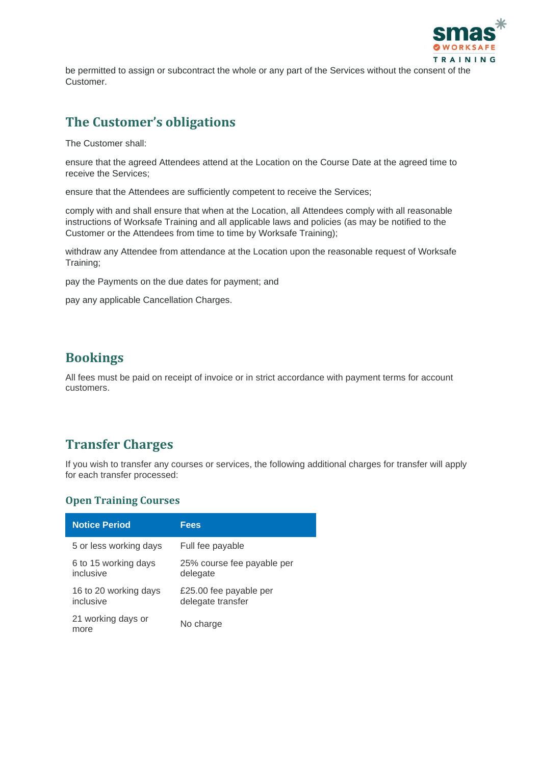be permitted to assign or subcontract the whole or any part of the Services without the consent of the Customer.

## The Customer's obligations

The Customer shall:

ensure that the agreed Attendees attend at the Location on the Course Date at the agreed time to receive the Services;

ensure that the Attendees are sufficiently competent to receive the Services;

comply with and shall ensure that when at the Location, all Attendees comply with all reasonable instructions of Worksafe Training and all applicable laws and policies (as may be notified to the Customer or the Attendees from time to time by Worksafe Training);

withdraw any Attendee from attendance at the Location upon the reasonable request of Worksafe Training;

pay the Payments on the due dates for payment; and

pay any applicable Cancellation Charges.

## Bookings

All fees must be paid on receipt of invoice or in strict accordance with payment terms for account customers.

## Transfer Charges

If you wish to transfer any courses or services, the following additional charges for transfer will apply for each transfer processed:

### Open Training Courses

| Notice Period | Fees |
|---|---|
| 5 or less working days | Full fee payable |
| 6 to 15 working days inclusive | 25% course fee payable per delegate |
| 16 to 20 working days inclusive | £25.00 fee payable per delegate transfer |
| 21 working days or more | No charge |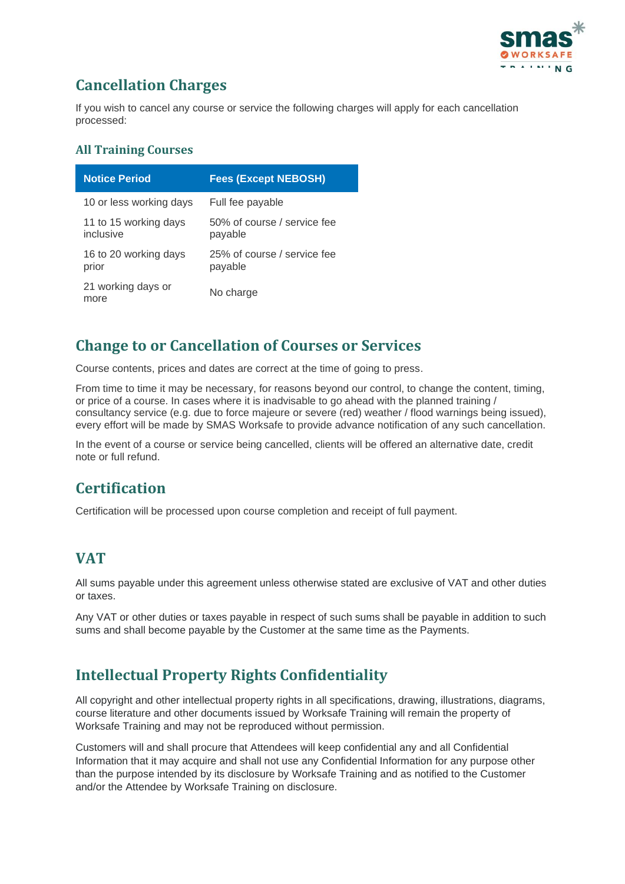## Cancellation Charges

If you wish to cancel any course or service the following charges will apply for each cancellation processed:

### All Training Courses

| Notice Period | Fees (Except NEBOSH) |
|---|---|
| 10 or less working days | Full fee payable |
| 11 to 15 working days inclusive | 50% of course / service fee payable |
| 16 to 20 working days prior | 25% of course / service fee payable |
| 21 working days or more | No charge |

## Change to or Cancellation of Courses or Services

Course contents, prices and dates are correct at the time of going to press.

From time to time it may be necessary, for reasons beyond our control, to change the content, timing, or price of a course. In cases where it is inadvisable to go ahead with the planned training / consultancy service (e.g. due to force majeure or severe (red) weather / flood warnings being issued), every effort will be made by SMAS Worksafe to provide advance notification of any such cancellation.

In the event of a course or service being cancelled, clients will be offered an alternative date, credit note or full refund.

## Certification

Certification will be processed upon course completion and receipt of full payment.

## VAT

All sums payable under this agreement unless otherwise stated are exclusive of VAT and other duties or taxes.

Any VAT or other duties or taxes payable in respect of such sums shall be payable in addition to such sums and shall become payable by the Customer at the same time as the Payments.

## Intellectual Property Rights Confidentiality

All copyright and other intellectual property rights in all specifications, drawing, illustrations, diagrams, course literature and other documents issued by Worksafe Training will remain the property of Worksafe Training and may not be reproduced without permission.

Customers will and shall procure that Attendees will keep confidential any and all Confidential Information that it may acquire and shall not use any Confidential Information for any purpose other than the purpose intended by its disclosure by Worksafe Training and as notified to the Customer and/or the Attendee by Worksafe Training on disclosure.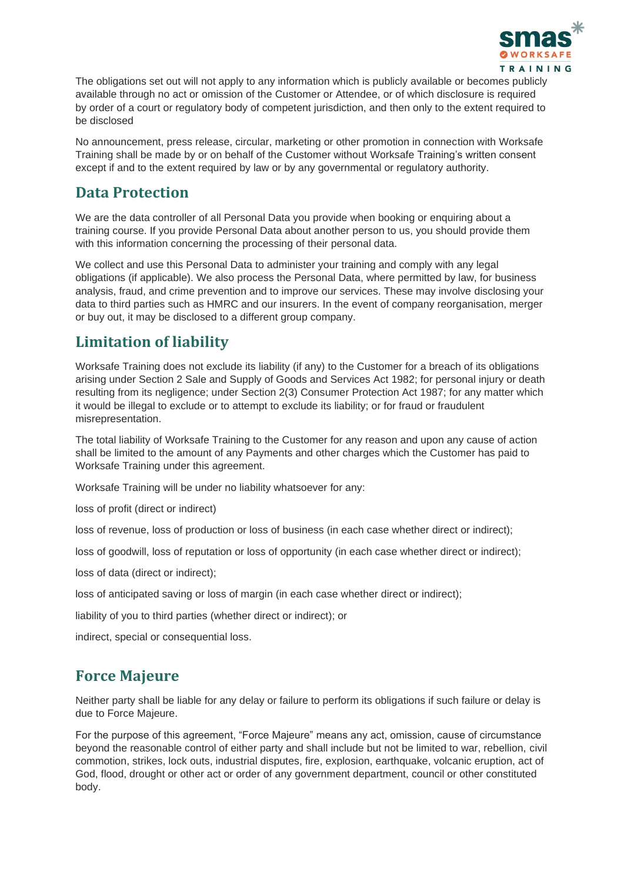The obligations set out will not apply to any information which is publicly available or becomes publicly available through no act or omission of the Customer or Attendee, or of which disclosure is required by order of a court or regulatory body of competent jurisdiction, and then only to the extent required to be disclosed

No announcement, press release, circular, marketing or other promotion in connection with Worksafe Training shall be made by or on behalf of the Customer without Worksafe Training's written consent except if and to the extent required by law or by any governmental or regulatory authority.

## Data Protection

We are the data controller of all Personal Data you provide when booking or enquiring about a training course. If you provide Personal Data about another person to us, you should provide them with this information concerning the processing of their personal data.

We collect and use this Personal Data to administer your training and comply with any legal obligations (if applicable). We also process the Personal Data, where permitted by law, for business analysis, fraud, and crime prevention and to improve our services. These may involve disclosing your data to third parties such as HMRC and our insurers. In the event of company reorganisation, merger or buy out, it may be disclosed to a different group company.

## Limitation of liability

Worksafe Training does not exclude its liability (if any) to the Customer for a breach of its obligations arising under Section 2 Sale and Supply of Goods and Services Act 1982; for personal injury or death resulting from its negligence; under Section 2(3) Consumer Protection Act 1987; for any matter which it would be illegal to exclude or to attempt to exclude its liability; or for fraud or fraudulent misrepresentation.

The total liability of Worksafe Training to the Customer for any reason and upon any cause of action shall be limited to the amount of any Payments and other charges which the Customer has paid to Worksafe Training under this agreement.

Worksafe Training will be under no liability whatsoever for any:

loss of profit (direct or indirect)

loss of revenue, loss of production or loss of business (in each case whether direct or indirect);

loss of goodwill, loss of reputation or loss of opportunity (in each case whether direct or indirect);

loss of data (direct or indirect);

loss of anticipated saving or loss of margin (in each case whether direct or indirect);

liability of you to third parties (whether direct or indirect); or

indirect, special or consequential loss.

## Force Majeure

Neither party shall be liable for any delay or failure to perform its obligations if such failure or delay is due to Force Majeure.

For the purpose of this agreement, "Force Majeure" means any act, omission, cause of circumstance beyond the reasonable control of either party and shall include but not be limited to war, rebellion, civil commotion, strikes, lock outs, industrial disputes, fire, explosion, earthquake, volcanic eruption, act of God, flood, drought or other act or order of any government department, council or other constituted body.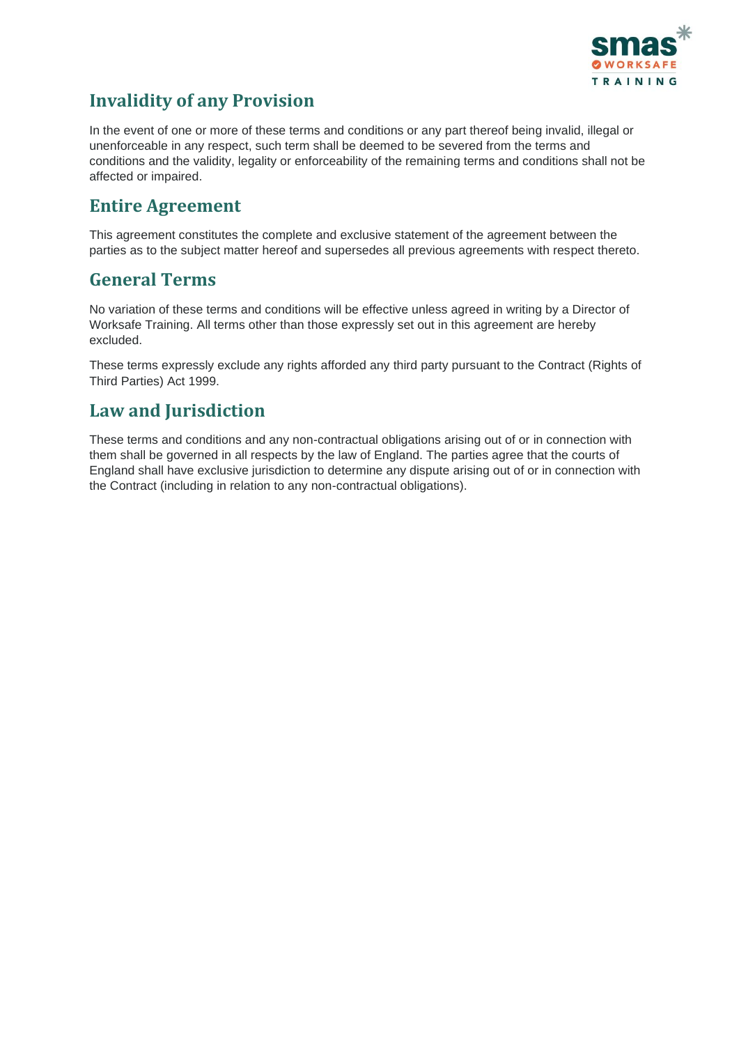## Invalidity of any Provision

In the event of one or more of these terms and conditions or any part thereof being invalid, illegal or unenforceable in any respect, such term shall be deemed to be severed from the terms and conditions and the validity, legality or enforceability of the remaining terms and conditions shall not be affected or impaired.

## Entire Agreement

This agreement constitutes the complete and exclusive statement of the agreement between the parties as to the subject matter hereof and supersedes all previous agreements with respect thereto.

## General Terms

No variation of these terms and conditions will be effective unless agreed in writing by a Director of Worksafe Training. All terms other than those expressly set out in this agreement are hereby excluded.

These terms expressly exclude any rights afforded any third party pursuant to the Contract (Rights of Third Parties) Act 1999.

## Law and Jurisdiction

These terms and conditions and any non-contractual obligations arising out of or in connection with them shall be governed in all respects by the law of England. The parties agree that the courts of England shall have exclusive jurisdiction to determine any dispute arising out of or in connection with the Contract (including in relation to any non-contractual obligations).